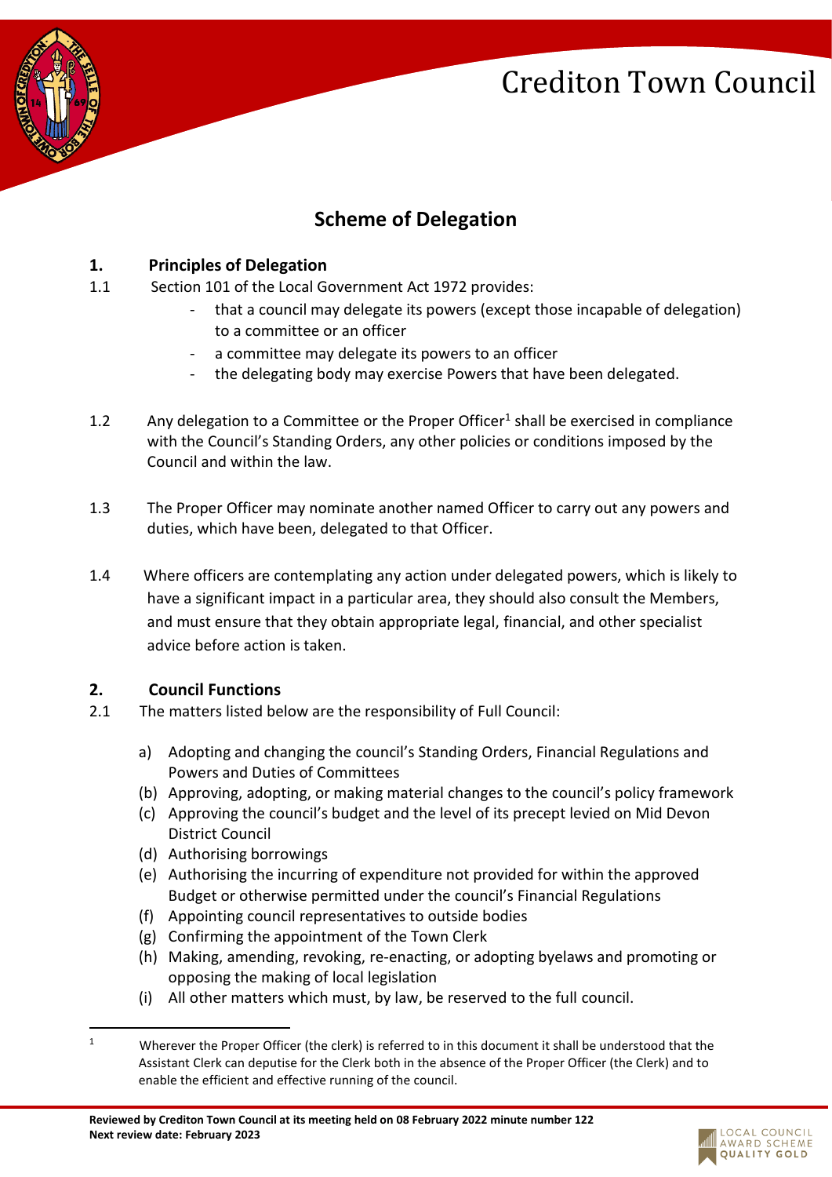# Crediton Town Council

## Scheme of Delegation

### 1. Principles of Delegation

1.1 Section 101 of the Local Government Act 1972 provides:

- that a council may delegate its powers (except those incapable of delegation) to a committee or an officer
- a committee may delegate its powers to an officer
- the delegating body may exercise Powers that have been delegated.

1.2 Any delegation to a Committee or the Proper Officer[1] shall be exercised in compliance with the Council's Standing Orders, any other policies or conditions imposed by the Council and within the law.

1.3 The Proper Officer may nominate another named Officer to carry out any powers and duties, which have been, delegated to that Officer.

1.4 Where officers are contemplating any action under delegated powers, which is likely to have a significant impact in a particular area, they should also consult the Members, and must ensure that they obtain appropriate legal, financial, and other specialist advice before action is taken.

### 2. Council Functions

2.1 The matters listed below are the responsibility of Full Council:

a) Adopting and changing the council's Standing Orders, Financial Regulations and Powers and Duties of Committees
(b) Approving, adopting, or making material changes to the council's policy framework
(c) Approving the council's budget and the level of its precept levied on Mid Devon District Council
(d) Authorising borrowings
(e) Authorising the incurring of expenditure not provided for within the approved Budget or otherwise permitted under the council's Financial Regulations
(f) Appointing council representatives to outside bodies
(g) Confirming the appointment of the Town Clerk
(h) Making, amending, revoking, re-enacting, or adopting byelaws and promoting or opposing the making of local legislation
(i) All other matters which must, by law, be reserved to the full council.

---

[1] Wherever the Proper Officer (the clerk) is referred to in this document it shall be understood that the Assistant Clerk can deputise for the Clerk both in the absence of the Proper Officer (the Clerk) and to enable the efficient and effective running of the council.

**Reviewed by Crediton Town Council at its meeting held on 08 February 2022 minute number 122**
**Next review date: February 2023**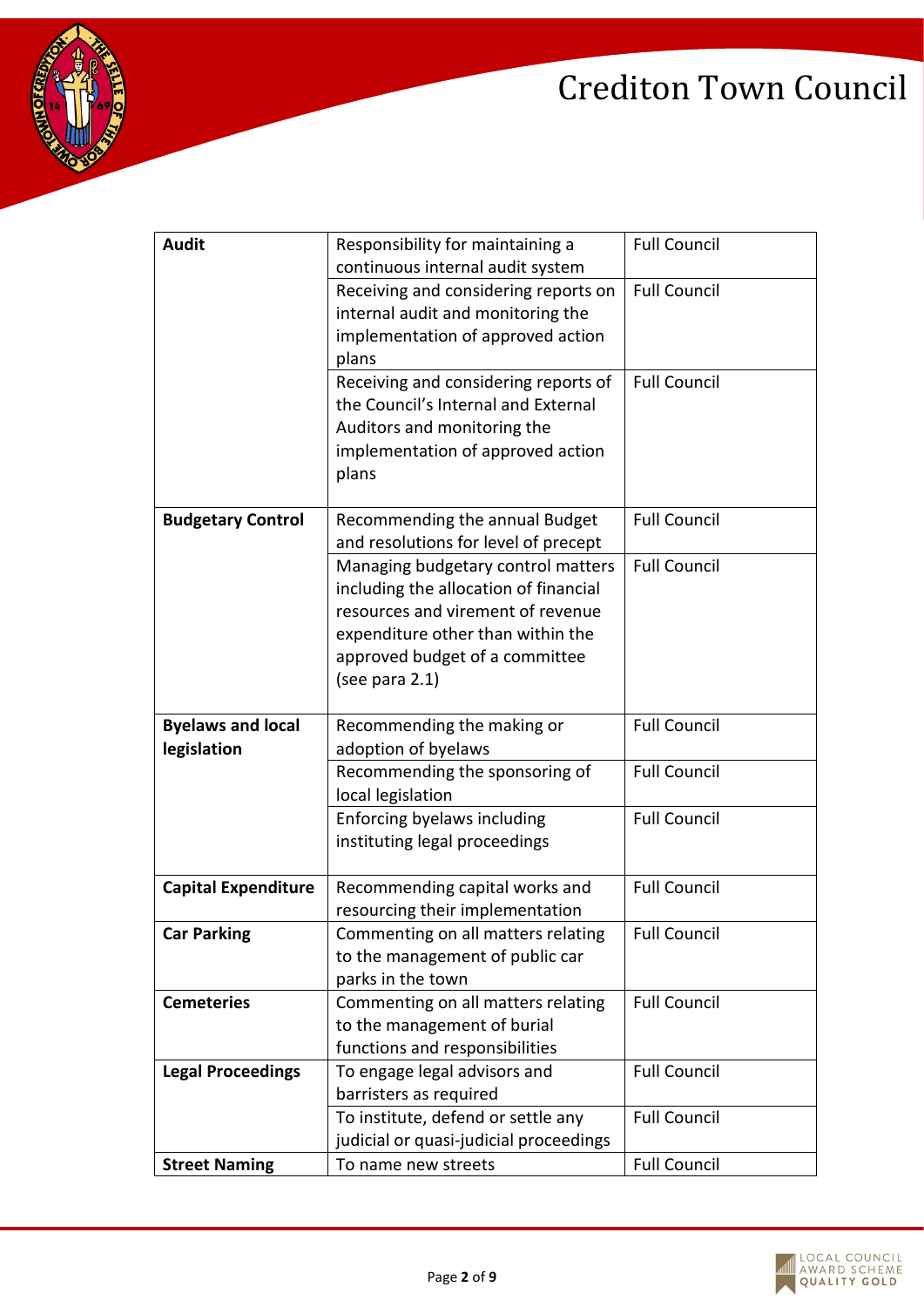| | | |
|---|---|---|
| **Audit** | Responsibility for maintaining a continuous internal audit system | Full Council |
| | Receiving and considering reports on internal audit and monitoring the implementation of approved action plans | Full Council |
| | Receiving and considering reports of the Council's Internal and External Auditors and monitoring the implementation of approved action plans | Full Council |
| **Budgetary Control** | Recommending the annual Budget and resolutions for level of precept | Full Council |
| | Managing budgetary control matters including the allocation of financial resources and virement of revenue expenditure other than within the approved budget of a committee (see para 2.1) | Full Council |
| **Byelaws and local legislation** | Recommending the making or adoption of byelaws | Full Council |
| | Recommending the sponsoring of local legislation | Full Council |
| | Enforcing byelaws including instituting legal proceedings | Full Council |
| **Capital Expenditure** | Recommending capital works and resourcing their implementation | Full Council |
| **Car Parking** | Commenting on all matters relating to the management of public car parks in the town | Full Council |
| **Cemeteries** | Commenting on all matters relating to the management of burial functions and responsibilities | Full Council |
| **Legal Proceedings** | To engage legal advisors and barristers as required | Full Council |
| | To institute, defend or settle any judicial or quasi-judicial proceedings | Full Council |
| **Street Naming** | To name new streets | Full Council |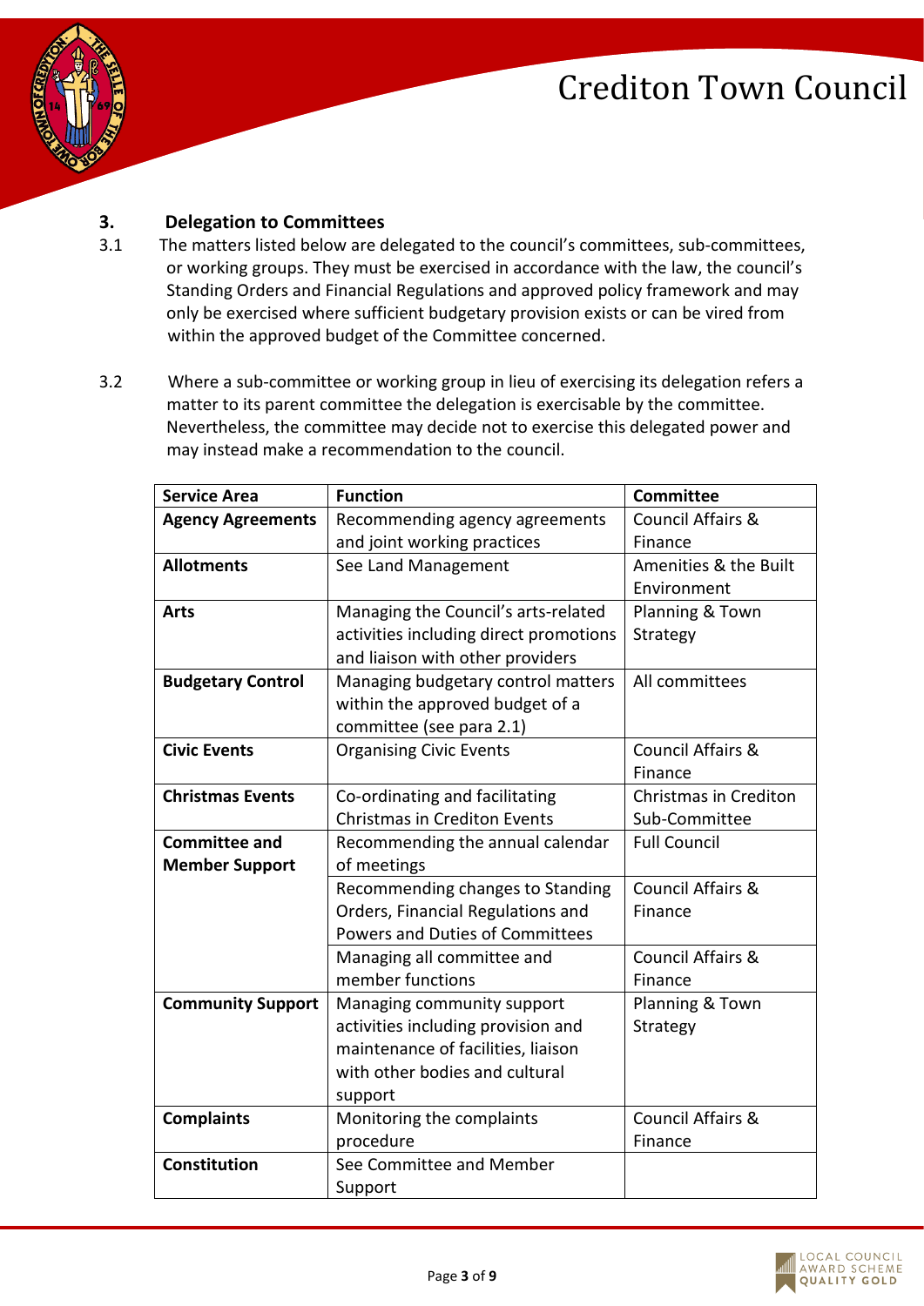### 3. Delegation to Committees

3.1 The matters listed below are delegated to the council's committees, sub-committees, or working groups. They must be exercised in accordance with the law, the council's Standing Orders and Financial Regulations and approved policy framework and may only be exercised where sufficient budgetary provision exists or can be vired from within the approved budget of the Committee concerned.

3.2 Where a sub-committee or working group in lieu of exercising its delegation refers a matter to its parent committee the delegation is exercisable by the committee. Nevertheless, the committee may decide not to exercise this delegated power and may instead make a recommendation to the council.

| Service Area | Function | Committee |
|---|---|---|
| **Agency Agreements** | Recommending agency agreements and joint working practices | Council Affairs & Finance |
| **Allotments** | See Land Management | Amenities & the Built Environment |
| **Arts** | Managing the Council's arts-related activities including direct promotions and liaison with other providers | Planning & Town Strategy |
| **Budgetary Control** | Managing budgetary control matters within the approved budget of a committee (see para 2.1) | All committees |
| **Civic Events** | Organising Civic Events | Council Affairs & Finance |
| **Christmas Events** | Co-ordinating and facilitating Christmas in Crediton Events | Christmas in Crediton Sub-Committee |
| **Committee and Member Support** | Recommending the annual calendar of meetings | Full Council |
| | Recommending changes to Standing Orders, Financial Regulations and Powers and Duties of Committees | Council Affairs & Finance |
| | Managing all committee and member functions | Council Affairs & Finance |
| **Community Support** | Managing community support activities including provision and maintenance of facilities, liaison with other bodies and cultural support | Planning & Town Strategy |
| **Complaints** | Monitoring the complaints procedure | Council Affairs & Finance |
| **Constitution** | See Committee and Member Support | |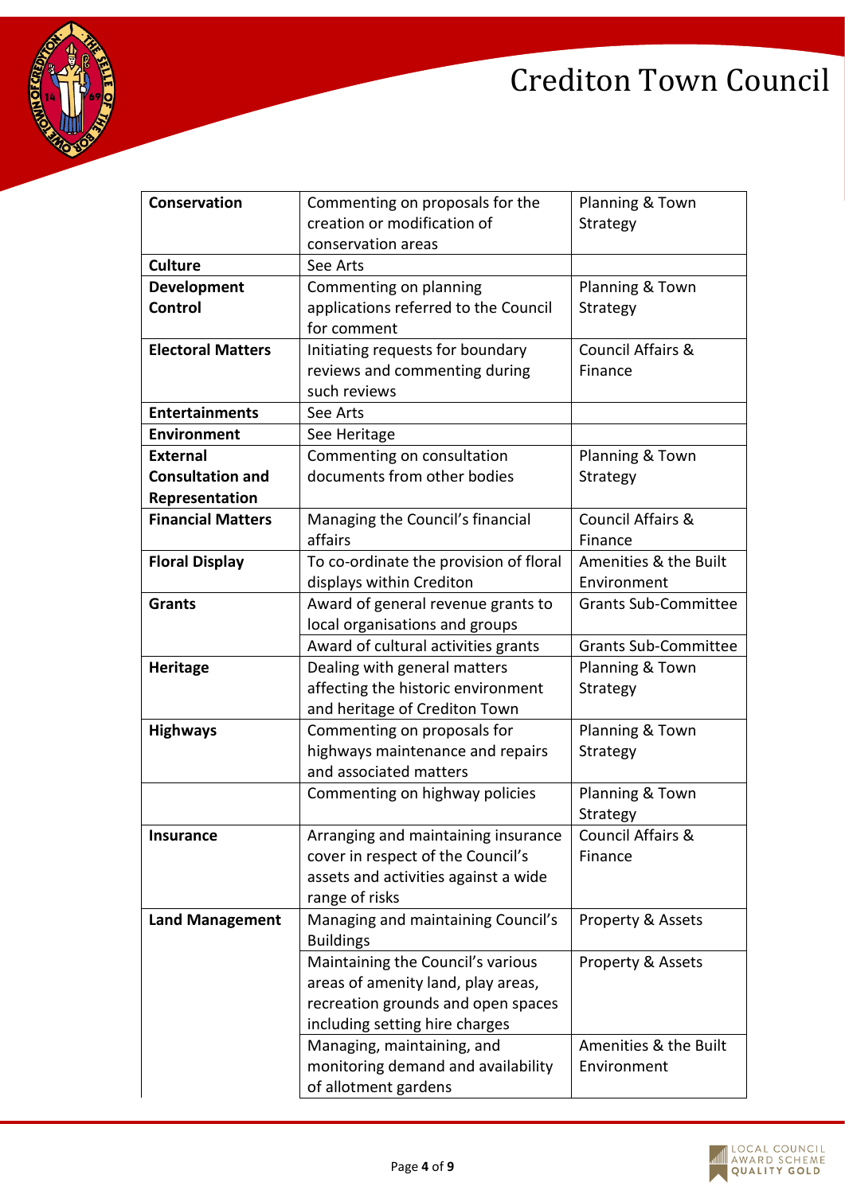| Conservation | Commenting on proposals for the creation or modification of conservation areas | Planning & Town Strategy |
|---|---|---|
| **Culture** | See Arts | |
| **Development Control** | Commenting on planning applications referred to the Council for comment | Planning & Town Strategy |
| **Electoral Matters** | Initiating requests for boundary reviews and commenting during such reviews | Council Affairs & Finance |
| **Entertainments** | See Arts | |
| **Environment** | See Heritage | |
| **External Consultation and Representation** | Commenting on consultation documents from other bodies | Planning & Town Strategy |
| **Financial Matters** | Managing the Council's financial affairs | Council Affairs & Finance |
| **Floral Display** | To co-ordinate the provision of floral displays within Crediton | Amenities & the Built Environment |
| **Grants** | Award of general revenue grants to local organisations and groups | Grants Sub-Committee |
| | Award of cultural activities grants | Grants Sub-Committee |
| **Heritage** | Dealing with general matters affecting the historic environment and heritage of Crediton Town | Planning & Town Strategy |
| **Highways** | Commenting on proposals for highways maintenance and repairs and associated matters | Planning & Town Strategy |
| | Commenting on highway policies | Planning & Town Strategy |
| **Insurance** | Arranging and maintaining insurance cover in respect of the Council's assets and activities against a wide range of risks | Council Affairs & Finance |
| **Land Management** | Managing and maintaining Council's Buildings | Property & Assets |
| | Maintaining the Council's various areas of amenity land, play areas, recreation grounds and open spaces including setting hire charges | Property & Assets |
| | Managing, maintaining, and monitoring demand and availability of allotment gardens | Amenities & the Built Environment |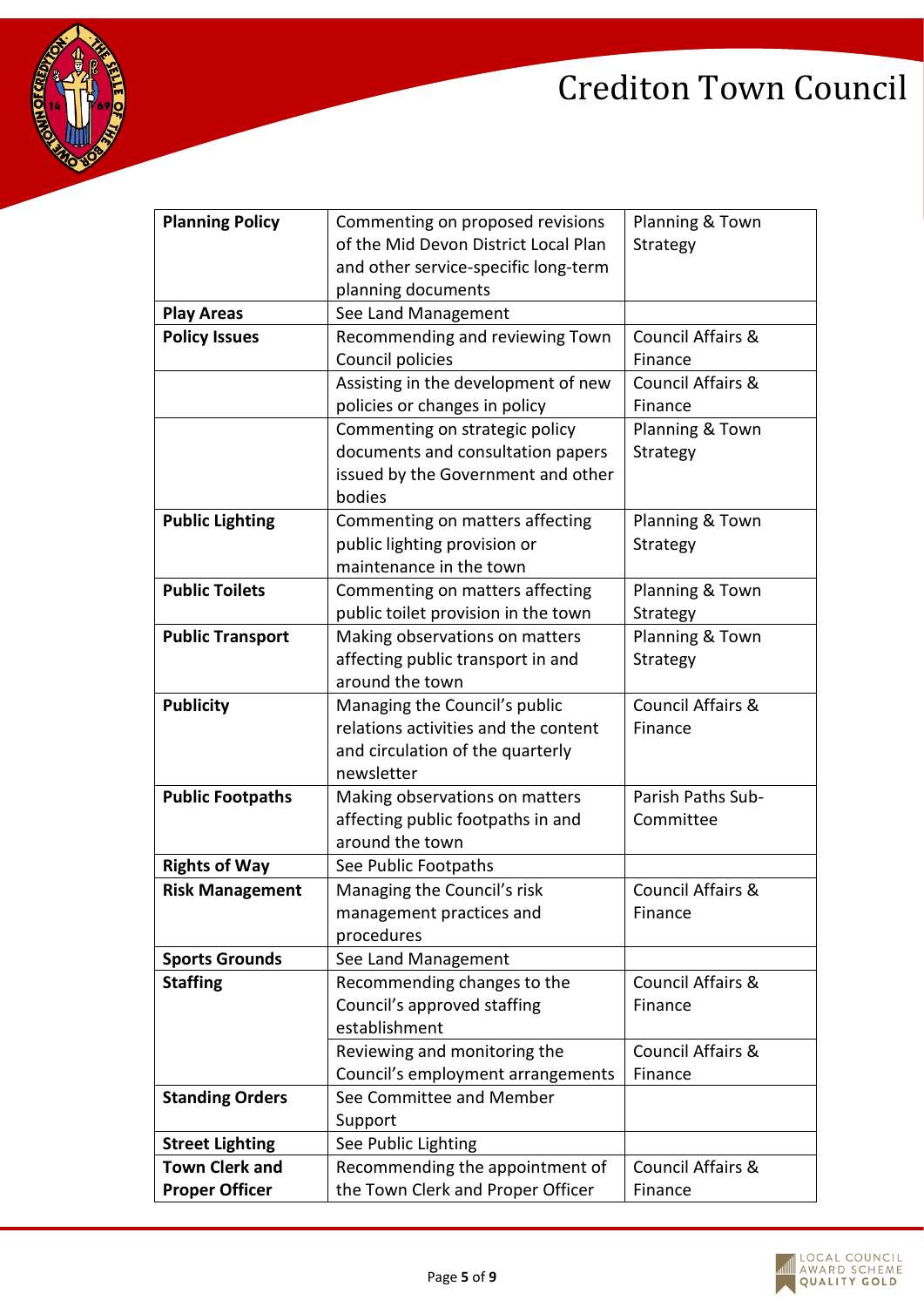| Planning Policy | Commenting on proposed revisions of the Mid Devon District Local Plan and other service-specific long-term planning documents | Planning & Town Strategy |
|---|---|---|
| **Play Areas** | See Land Management | |
| **Policy Issues** | Recommending and reviewing Town Council policies | Council Affairs & Finance |
| | Assisting in the development of new policies or changes in policy | Council Affairs & Finance |
| | Commenting on strategic policy documents and consultation papers issued by the Government and other bodies | Planning & Town Strategy |
| **Public Lighting** | Commenting on matters affecting public lighting provision or maintenance in the town | Planning & Town Strategy |
| **Public Toilets** | Commenting on matters affecting public toilet provision in the town | Planning & Town Strategy |
| **Public Transport** | Making observations on matters affecting public transport in and around the town | Planning & Town Strategy |
| **Publicity** | Managing the Council's public relations activities and the content and circulation of the quarterly newsletter | Council Affairs & Finance |
| **Public Footpaths** | Making observations on matters affecting public footpaths in and around the town | Parish Paths Sub-Committee |
| **Rights of Way** | See Public Footpaths | |
| **Risk Management** | Managing the Council's risk management practices and procedures | Council Affairs & Finance |
| **Sports Grounds** | See Land Management | |
| **Staffing** | Recommending changes to the Council's approved staffing establishment | Council Affairs & Finance |
| | Reviewing and monitoring the Council's employment arrangements | Council Affairs & Finance |
| **Standing Orders** | See Committee and Member Support | |
| **Street Lighting** | See Public Lighting | |
| **Town Clerk and Proper Officer** | Recommending the appointment of the Town Clerk and Proper Officer | Council Affairs & Finance |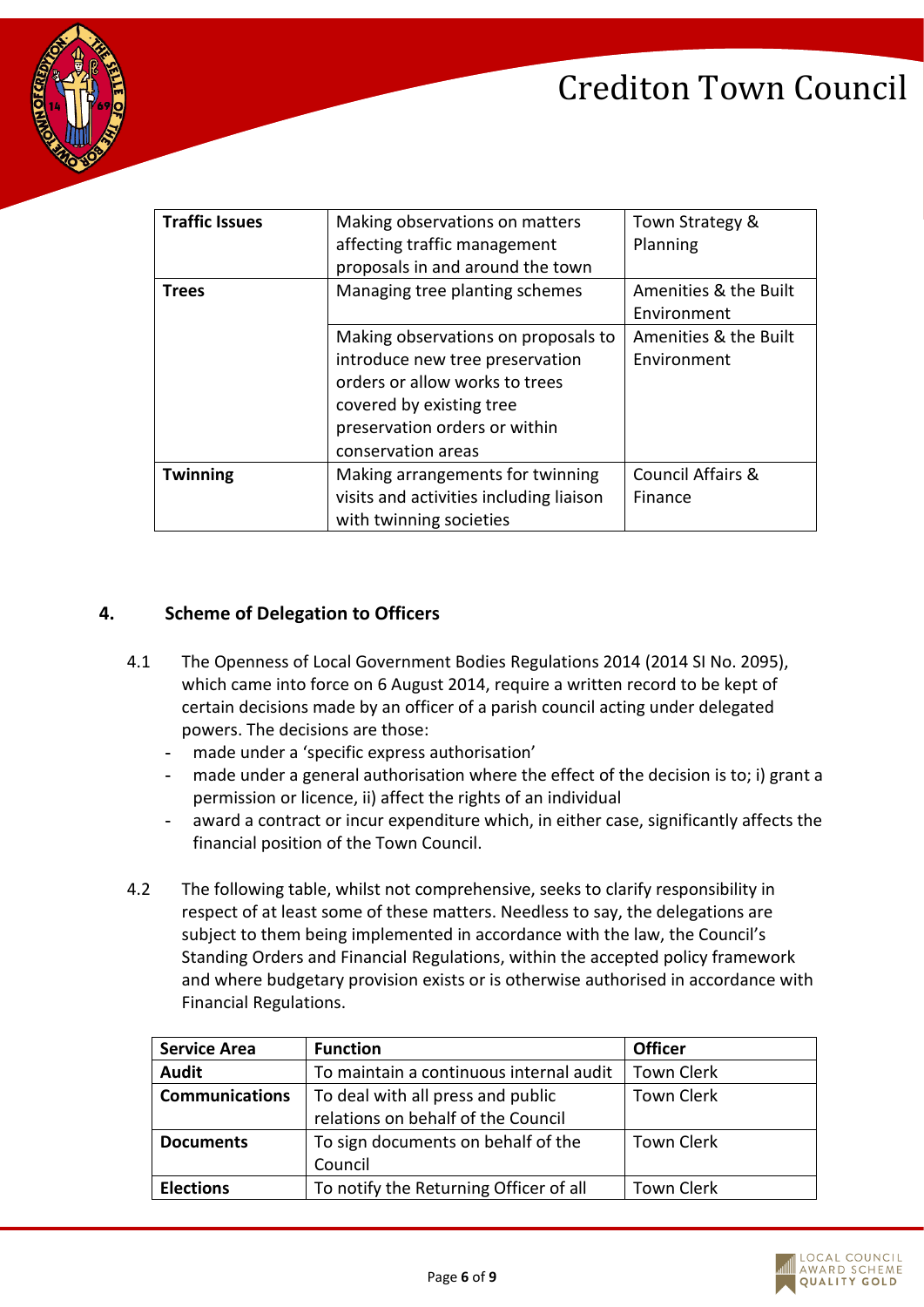| | | |
|---|---|---|
| **Traffic Issues** | Making observations on matters affecting traffic management proposals in and around the town | Town Strategy & Planning |
| **Trees** | Managing tree planting schemes | Amenities & the Built Environment |
| | Making observations on proposals to introduce new tree preservation orders or allow works to trees covered by existing tree preservation orders or within conservation areas | Amenities & the Built Environment |
| **Twinning** | Making arrangements for twinning visits and activities including liaison with twinning societies | Council Affairs & Finance |

## 4. Scheme of Delegation to Officers

4.1 The Openness of Local Government Bodies Regulations 2014 (2014 SI No. 2095), which came into force on 6 August 2014, require a written record to be kept of certain decisions made by an officer of a parish council acting under delegated powers. The decisions are those:

- made under a 'specific express authorisation'
- made under a general authorisation where the effect of the decision is to; i) grant a permission or licence, ii) affect the rights of an individual
- award a contract or incur expenditure which, in either case, significantly affects the financial position of the Town Council.

4.2 The following table, whilst not comprehensive, seeks to clarify responsibility in respect of at least some of these matters. Needless to say, the delegations are subject to them being implemented in accordance with the law, the Council's Standing Orders and Financial Regulations, within the accepted policy framework and where budgetary provision exists or is otherwise authorised in accordance with Financial Regulations.

| Service Area | Function | Officer |
|---|---|---|
| **Audit** | To maintain a continuous internal audit | Town Clerk |
| **Communications** | To deal with all press and public relations on behalf of the Council | Town Clerk |
| **Documents** | To sign documents on behalf of the Council | Town Clerk |
| **Elections** | To notify the Returning Officer of all | Town Clerk |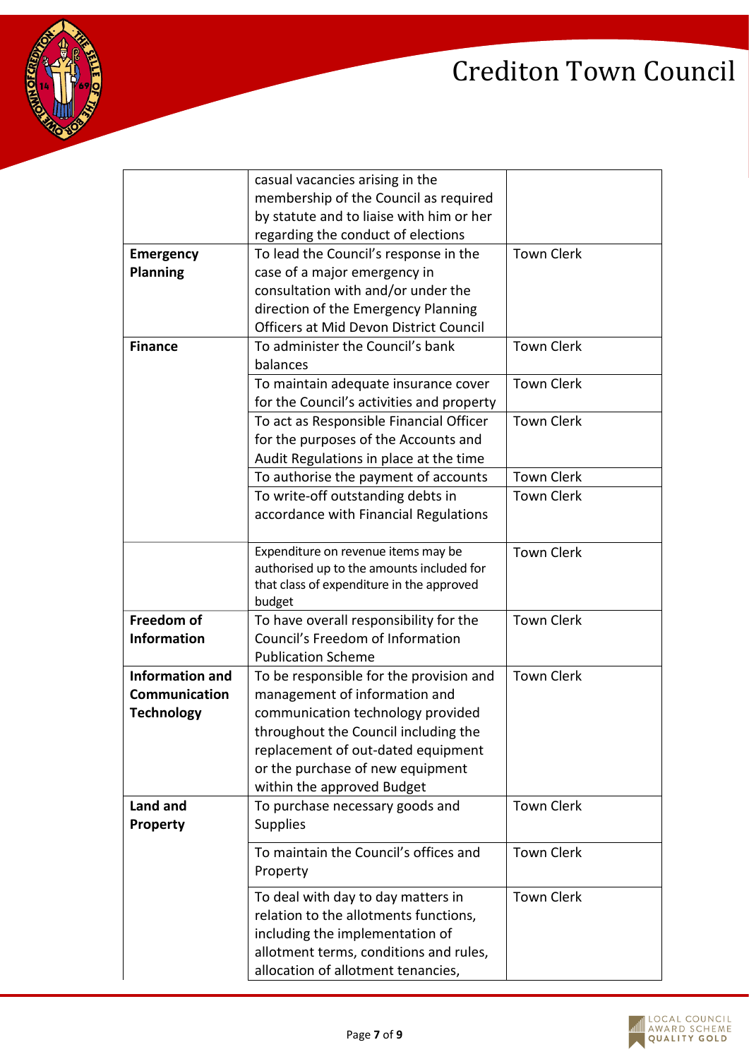| | | |
|---|---|---|
| | casual vacancies arising in the membership of the Council as required by statute and to liaise with him or her regarding the conduct of elections | |
| **Emergency Planning** | To lead the Council's response in the case of a major emergency in consultation with and/or under the direction of the Emergency Planning Officers at Mid Devon District Council | Town Clerk |
| **Finance** | To administer the Council's bank balances | Town Clerk |
| | To maintain adequate insurance cover for the Council's activities and property | Town Clerk |
| | To act as Responsible Financial Officer for the purposes of the Accounts and Audit Regulations in place at the time | Town Clerk |
| | To authorise the payment of accounts | Town Clerk |
| | To write-off outstanding debts in accordance with Financial Regulations | Town Clerk |
| | Expenditure on revenue items may be authorised up to the amounts included for that class of expenditure in the approved budget | Town Clerk |
| **Freedom of Information** | To have overall responsibility for the Council's Freedom of Information Publication Scheme | Town Clerk |
| **Information and Communication Technology** | To be responsible for the provision and management of information and communication technology provided throughout the Council including the replacement of out-dated equipment or the purchase of new equipment within the approved Budget | Town Clerk |
| **Land and Property** | To purchase necessary goods and Supplies | Town Clerk |
| | To maintain the Council's offices and Property | Town Clerk |
| | To deal with day to day matters in relation to the allotments functions, including the implementation of allotment terms, conditions and rules, allocation of allotment tenancies, | Town Clerk |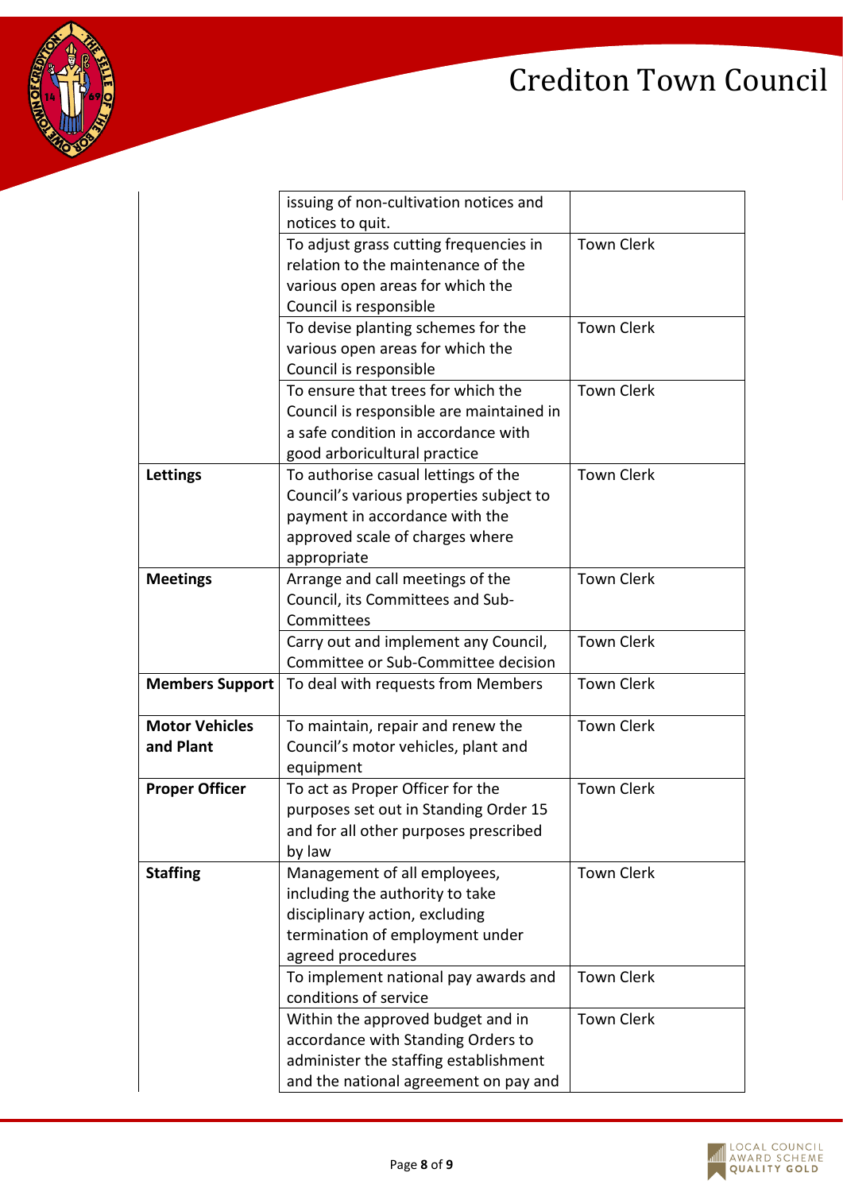| | | |
|---|---|---|
| | issuing of non-cultivation notices and notices to quit. | |
| | To adjust grass cutting frequencies in relation to the maintenance of the various open areas for which the Council is responsible | Town Clerk |
| | To devise planting schemes for the various open areas for which the Council is responsible | Town Clerk |
| | To ensure that trees for which the Council is responsible are maintained in a safe condition in accordance with good arboricultural practice | Town Clerk |
| **Lettings** | To authorise casual lettings of the Council's various properties subject to payment in accordance with the approved scale of charges where appropriate | Town Clerk |
| **Meetings** | Arrange and call meetings of the Council, its Committees and Sub-Committees | Town Clerk |
| | Carry out and implement any Council, Committee or Sub-Committee decision | Town Clerk |
| **Members Support** | To deal with requests from Members | Town Clerk |
| **Motor Vehicles and Plant** | To maintain, repair and renew the Council's motor vehicles, plant and equipment | Town Clerk |
| **Proper Officer** | To act as Proper Officer for the purposes set out in Standing Order 15 and for all other purposes prescribed by law | Town Clerk |
| **Staffing** | Management of all employees, including the authority to take disciplinary action, excluding termination of employment under agreed procedures | Town Clerk |
| | To implement national pay awards and conditions of service | Town Clerk |
| | Within the approved budget and in accordance with Standing Orders to administer the staffing establishment and the national agreement on pay and | Town Clerk |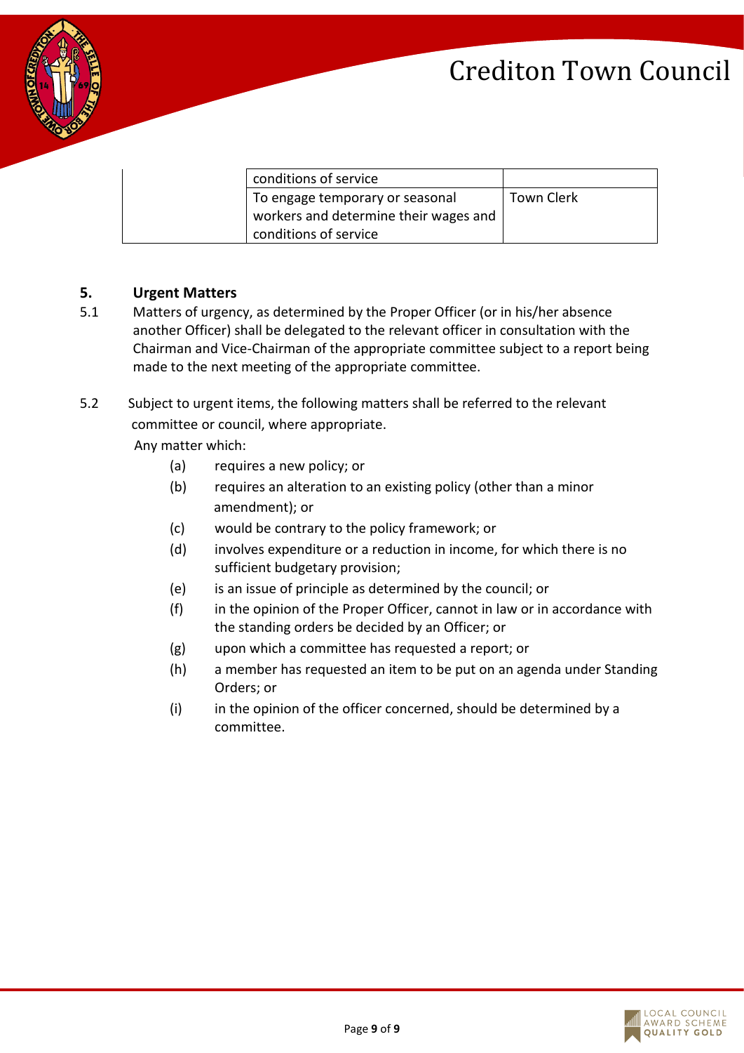| | | |
|---|---|---|
| | conditions of service | |
| | To engage temporary or seasonal workers and determine their wages and conditions of service | Town Clerk |

## 5. Urgent Matters

5.1 Matters of urgency, as determined by the Proper Officer (or in his/her absence another Officer) shall be delegated to the relevant officer in consultation with the Chairman and Vice-Chairman of the appropriate committee subject to a report being made to the next meeting of the appropriate committee.

5.2 Subject to urgent items, the following matters shall be referred to the relevant committee or council, where appropriate.

Any matter which:

- (a) requires a new policy; or
- (b) requires an alteration to an existing policy (other than a minor amendment); or
- (c) would be contrary to the policy framework; or
- (d) involves expenditure or a reduction in income, for which there is no sufficient budgetary provision;
- (e) is an issue of principle as determined by the council; or
- (f) in the opinion of the Proper Officer, cannot in law or in accordance with the standing orders be decided by an Officer; or
- (g) upon which a committee has requested a report; or
- (h) a member has requested an item to be put on an agenda under Standing Orders; or
- (i) in the opinion of the officer concerned, should be determined by a committee.